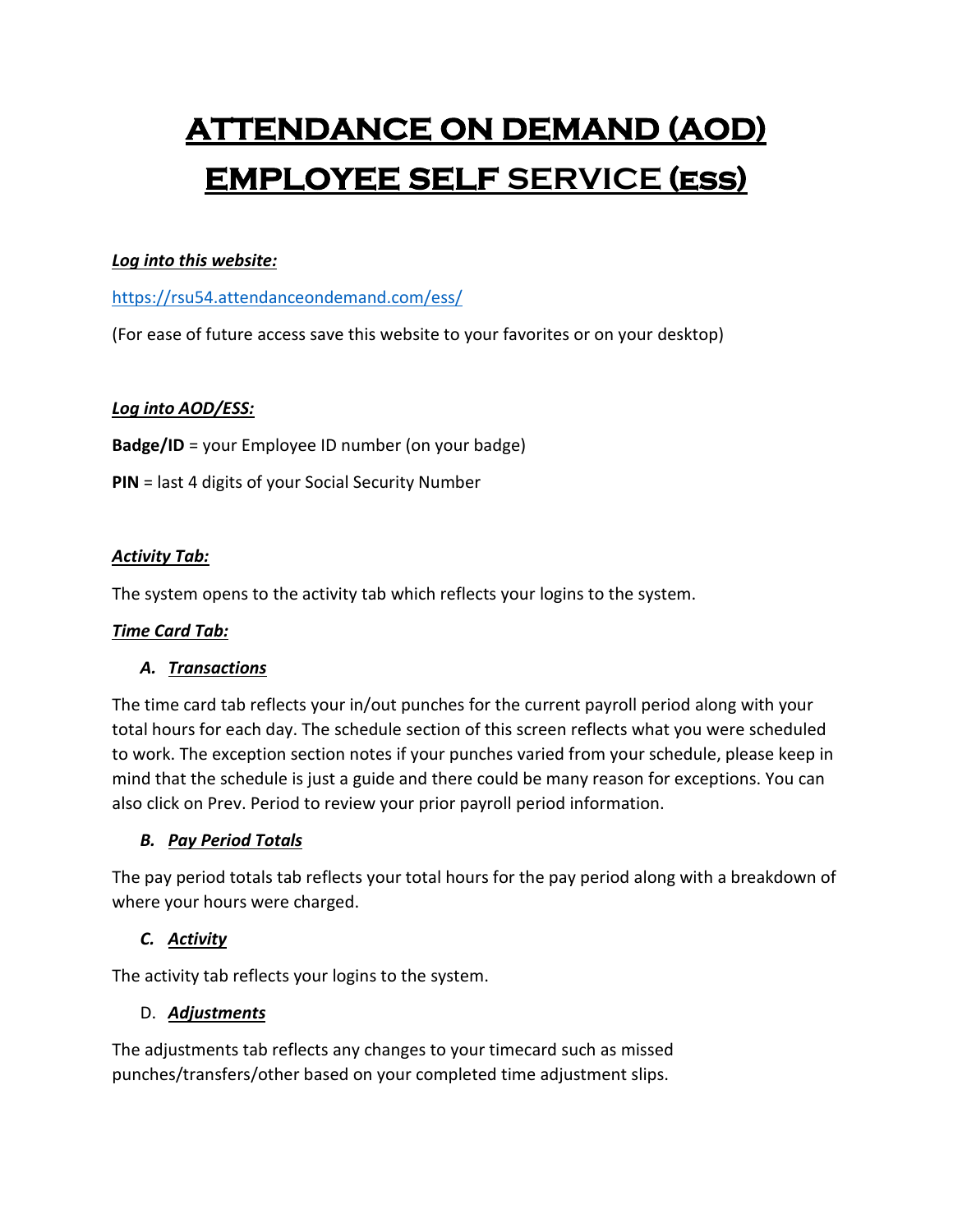# ATTENDANCE ON DEMAND (AOD) EMPLOYEE SELF SERVICE (Ess)

***Log into this website:***

https://rsu54.attendanceondemand.com/ess/

(For ease of future access save this website to your favorites or on your desktop)

***Log into AOD/ESS:***

**Badge/ID** = your Employee ID number (on your badge)

**PIN** = last 4 digits of your Social Security Number

***Activity Tab:***

The system opens to the activity tab which reflects your logins to the system.

***Time Card Tab:***

***A. Transactions***

The time card tab reflects your in/out punches for the current payroll period along with your total hours for each day. The schedule section of this screen reflects what you were scheduled to work. The exception section notes if your punches varied from your schedule, please keep in mind that the schedule is just a guide and there could be many reason for exceptions. You can also click on Prev. Period to review your prior payroll period information.

***B. Pay Period Totals***

The pay period totals tab reflects your total hours for the pay period along with a breakdown of where your hours were charged.

***C. Activity***

The activity tab reflects your logins to the system.

D. ***Adjustments***

The adjustments tab reflects any changes to your timecard such as missed punches/transfers/other based on your completed time adjustment slips.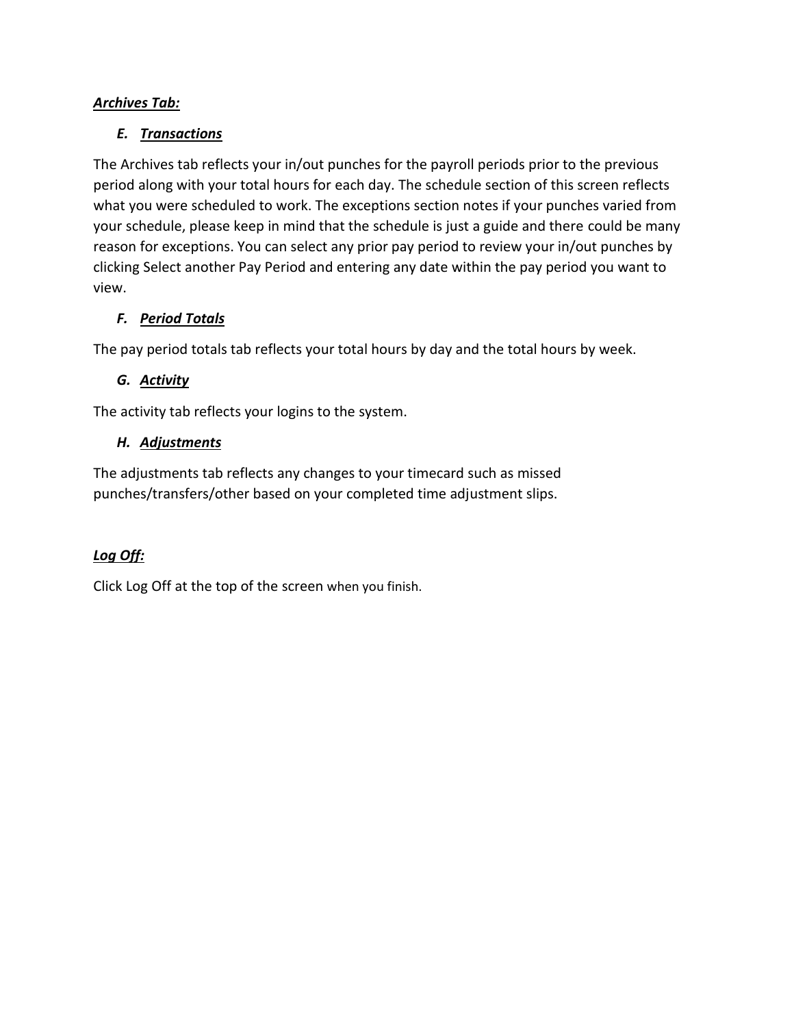***<u>Archives Tab:</u>***

### E. ***<u>Transactions</u>***

The Archives tab reflects your in/out punches for the payroll periods prior to the previous period along with your total hours for each day. The schedule section of this screen reflects what you were scheduled to work. The exceptions section notes if your punches varied from your schedule, please keep in mind that the schedule is just a guide and there could be many reason for exceptions. You can select any prior pay period to review your in/out punches by clicking Select another Pay Period and entering any date within the pay period you want to view.

### F. ***<u>Period Totals</u>***

The pay period totals tab reflects your total hours by day and the total hours by week.

### G. ***<u>Activity</u>***

The activity tab reflects your logins to the system.

### H. ***<u>Adjustments</u>***

The adjustments tab reflects any changes to your timecard such as missed punches/transfers/other based on your completed time adjustment slips.

***<u>Log Off:</u>***

Click Log Off at the top of the screen when you finish.